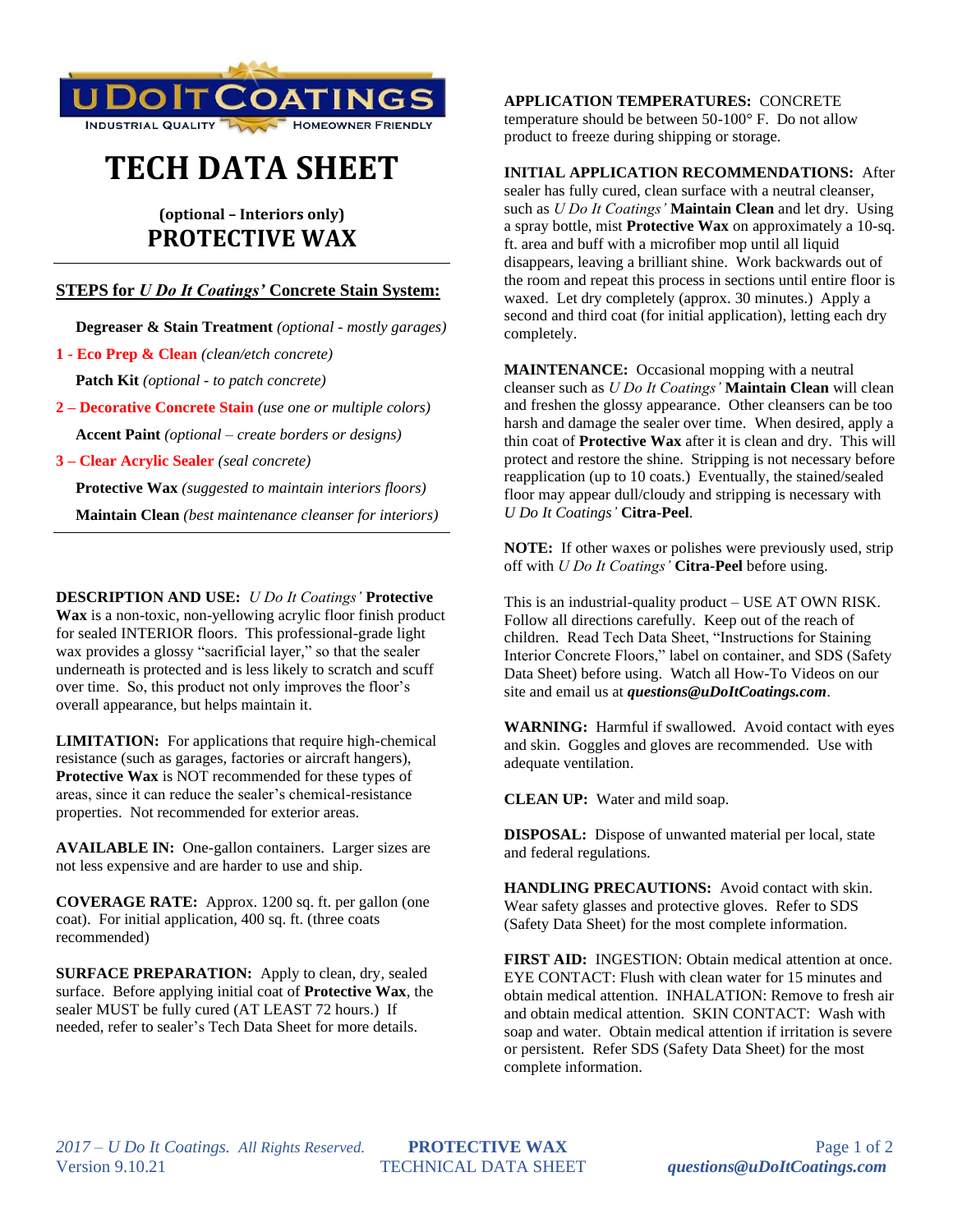UDoItCoatings — INDUSTRIAL QUALITY · HOMEOWNER FRIENDLY

# TECH DATA SHEET

**(optional – Interiors only)**

## PROTECTIVE WAX

---

**STEPS for *U Do It Coatings'* Concrete Stain System:**

**Degreaser & Stain Treatment** *(optional - mostly garages)*

**1 - Eco Prep & Clean** *(clean/etch concrete)*

**Patch Kit** *(optional - to patch concrete)*

**2 – Decorative Concrete Stain** *(use one or multiple colors)*

**Accent Paint** *(optional – create borders or designs)*

**3 – Clear Acrylic Sealer** *(seal concrete)*

**Protective Wax** *(suggested to maintain interiors floors)*

**Maintain Clean** *(best maintenance cleanser for interiors)*

---

**DESCRIPTION AND USE:** *U Do It Coatings'* **Protective Wax** is a non-toxic, non-yellowing acrylic floor finish product for sealed INTERIOR floors. This professional-grade light wax provides a glossy "sacrificial layer," so that the sealer underneath is protected and is less likely to scratch and scuff over time. So, this product not only improves the floor's overall appearance, but helps maintain it.

**LIMITATION:** For applications that require high-chemical resistance (such as garages, factories or aircraft hangers), **Protective Wax** is NOT recommended for these types of areas, since it can reduce the sealer's chemical-resistance properties. Not recommended for exterior areas.

**AVAILABLE IN:** One-gallon containers. Larger sizes are not less expensive and are harder to use and ship.

**COVERAGE RATE:** Approx. 1200 sq. ft. per gallon (one coat). For initial application, 400 sq. ft. (three coats recommended)

**SURFACE PREPARATION:** Apply to clean, dry, sealed surface. Before applying initial coat of **Protective Wax**, the sealer MUST be fully cured (AT LEAST 72 hours.) If needed, refer to sealer's Tech Data Sheet for more details.

**APPLICATION TEMPERATURES:** CONCRETE temperature should be between 50-100° F. Do not allow product to freeze during shipping or storage.

**INITIAL APPLICATION RECOMMENDATIONS:** After sealer has fully cured, clean surface with a neutral cleanser, such as *U Do It Coatings'* **Maintain Clean** and let dry. Using a spray bottle, mist **Protective Wax** on approximately a 10-sq. ft. area and buff with a microfiber mop until all liquid disappears, leaving a brilliant shine. Work backwards out of the room and repeat this process in sections until entire floor is waxed. Let dry completely (approx. 30 minutes.) Apply a second and third coat (for initial application), letting each dry completely.

**MAINTENANCE:** Occasional mopping with a neutral cleanser such as *U Do It Coatings'* **Maintain Clean** will clean and freshen the glossy appearance. Other cleansers can be too harsh and damage the sealer over time. When desired, apply a thin coat of **Protective Wax** after it is clean and dry. This will protect and restore the shine. Stripping is not necessary before reapplication (up to 10 coats.) Eventually, the stained/sealed floor may appear dull/cloudy and stripping is necessary with *U Do It Coatings'* **Citra-Peel**.

**NOTE:** If other waxes or polishes were previously used, strip off with *U Do It Coatings'* **Citra-Peel** before using.

This is an industrial-quality product – USE AT OWN RISK. Follow all directions carefully. Keep out of the reach of children. Read Tech Data Sheet, "Instructions for Staining Interior Concrete Floors," label on container, and SDS (Safety Data Sheet) before using. Watch all How-To Videos on our site and email us at ***questions@uDoItCoatings.com***.

**WARNING:** Harmful if swallowed. Avoid contact with eyes and skin. Goggles and gloves are recommended. Use with adequate ventilation.

**CLEAN UP:** Water and mild soap.

**DISPOSAL:** Dispose of unwanted material per local, state and federal regulations.

**HANDLING PRECAUTIONS:** Avoid contact with skin. Wear safety glasses and protective gloves. Refer to SDS (Safety Data Sheet) for the most complete information.

**FIRST AID:** INGESTION: Obtain medical attention at once. EYE CONTACT: Flush with clean water for 15 minutes and obtain medical attention. INHALATION: Remove to fresh air and obtain medical attention. SKIN CONTACT: Wash with soap and water. Obtain medical attention if irritation is severe or persistent. Refer SDS (Safety Data Sheet) for the most complete information.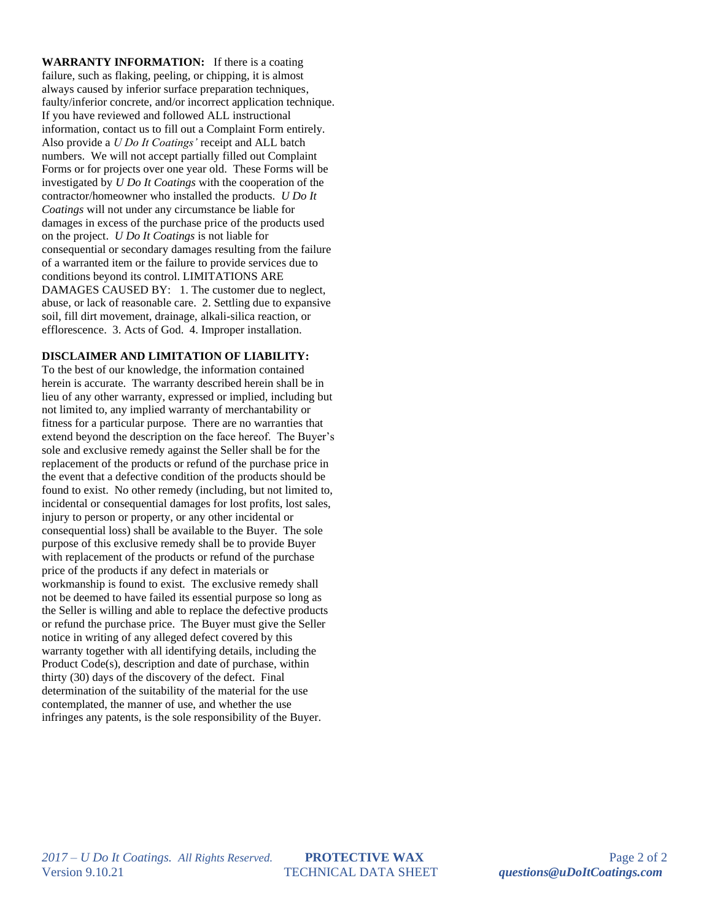**WARRANTY INFORMATION:** If there is a coating failure, such as flaking, peeling, or chipping, it is almost always caused by inferior surface preparation techniques, faulty/inferior concrete, and/or incorrect application technique. If you have reviewed and followed ALL instructional information, contact us to fill out a Complaint Form entirely. Also provide a *U Do It Coatings'* receipt and ALL batch numbers. We will not accept partially filled out Complaint Forms or for projects over one year old. These Forms will be investigated by *U Do It Coatings* with the cooperation of the contractor/homeowner who installed the products. *U Do It Coatings* will not under any circumstance be liable for damages in excess of the purchase price of the products used on the project. *U Do It Coatings* is not liable for consequential or secondary damages resulting from the failure of a warranted item or the failure to provide services due to conditions beyond its control. LIMITATIONS ARE DAMAGES CAUSED BY: 1. The customer due to neglect, abuse, or lack of reasonable care. 2. Settling due to expansive soil, fill dirt movement, drainage, alkali-silica reaction, or efflorescence. 3. Acts of God. 4. Improper installation.

**DISCLAIMER AND LIMITATION OF LIABILITY:** To the best of our knowledge, the information contained herein is accurate. The warranty described herein shall be in lieu of any other warranty, expressed or implied, including but not limited to, any implied warranty of merchantability or fitness for a particular purpose. There are no warranties that extend beyond the description on the face hereof. The Buyer's sole and exclusive remedy against the Seller shall be for the replacement of the products or refund of the purchase price in the event that a defective condition of the products should be found to exist. No other remedy (including, but not limited to, incidental or consequential damages for lost profits, lost sales, injury to person or property, or any other incidental or consequential loss) shall be available to the Buyer. The sole purpose of this exclusive remedy shall be to provide Buyer with replacement of the products or refund of the purchase price of the products if any defect in materials or workmanship is found to exist. The exclusive remedy shall not be deemed to have failed its essential purpose so long as the Seller is willing and able to replace the defective products or refund the purchase price. The Buyer must give the Seller notice in writing of any alleged defect covered by this warranty together with all identifying details, including the Product Code(s), description and date of purchase, within thirty (30) days of the discovery of the defect. Final determination of the suitability of the material for the use contemplated, the manner of use, and whether the use infringes any patents, is the sole responsibility of the Buyer.